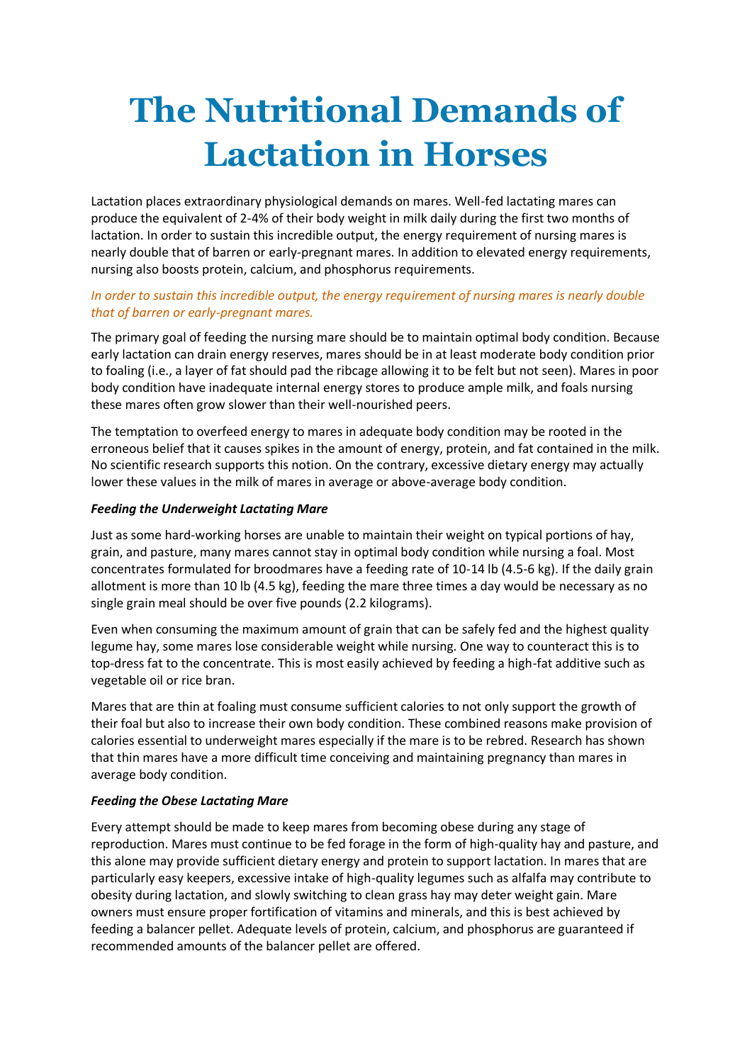# The Nutritional Demands of Lactation in Horses

Lactation places extraordinary physiological demands on mares. Well-fed lactating mares can produce the equivalent of 2-4% of their body weight in milk daily during the first two months of lactation. In order to sustain this incredible output, the energy requirement of nursing mares is nearly double that of barren or early-pregnant mares. In addition to elevated energy requirements, nursing also boosts protein, calcium, and phosphorus requirements.

*In order to sustain this incredible output, the energy requirement of nursing mares is nearly double that of barren or early-pregnant mares.*

The primary goal of feeding the nursing mare should be to maintain optimal body condition. Because early lactation can drain energy reserves, mares should be in at least moderate body condition prior to foaling (i.e., a layer of fat should pad the ribcage allowing it to be felt but not seen). Mares in poor body condition have inadequate internal energy stores to produce ample milk, and foals nursing these mares often grow slower than their well-nourished peers.

The temptation to overfeed energy to mares in adequate body condition may be rooted in the erroneous belief that it causes spikes in the amount of energy, protein, and fat contained in the milk. No scientific research supports this notion. On the contrary, excessive dietary energy may actually lower these values in the milk of mares in average or above-average body condition.

***Feeding the Underweight Lactating Mare***

Just as some hard-working horses are unable to maintain their weight on typical portions of hay, grain, and pasture, many mares cannot stay in optimal body condition while nursing a foal. Most concentrates formulated for broodmares have a feeding rate of 10-14 lb (4.5-6 kg). If the daily grain allotment is more than 10 lb (4.5 kg), feeding the mare three times a day would be necessary as no single grain meal should be over five pounds (2.2 kilograms).

Even when consuming the maximum amount of grain that can be safely fed and the highest quality legume hay, some mares lose considerable weight while nursing. One way to counteract this is to top-dress fat to the concentrate. This is most easily achieved by feeding a high-fat additive such as vegetable oil or rice bran.

Mares that are thin at foaling must consume sufficient calories to not only support the growth of their foal but also to increase their own body condition. These combined reasons make provision of calories essential to underweight mares especially if the mare is to be rebred. Research has shown that thin mares have a more difficult time conceiving and maintaining pregnancy than mares in average body condition.

***Feeding the Obese Lactating Mare***

Every attempt should be made to keep mares from becoming obese during any stage of reproduction. Mares must continue to be fed forage in the form of high-quality hay and pasture, and this alone may provide sufficient dietary energy and protein to support lactation. In mares that are particularly easy keepers, excessive intake of high-quality legumes such as alfalfa may contribute to obesity during lactation, and slowly switching to clean grass hay may deter weight gain. Mare owners must ensure proper fortification of vitamins and minerals, and this is best achieved by feeding a balancer pellet. Adequate levels of protein, calcium, and phosphorus are guaranteed if recommended amounts of the balancer pellet are offered.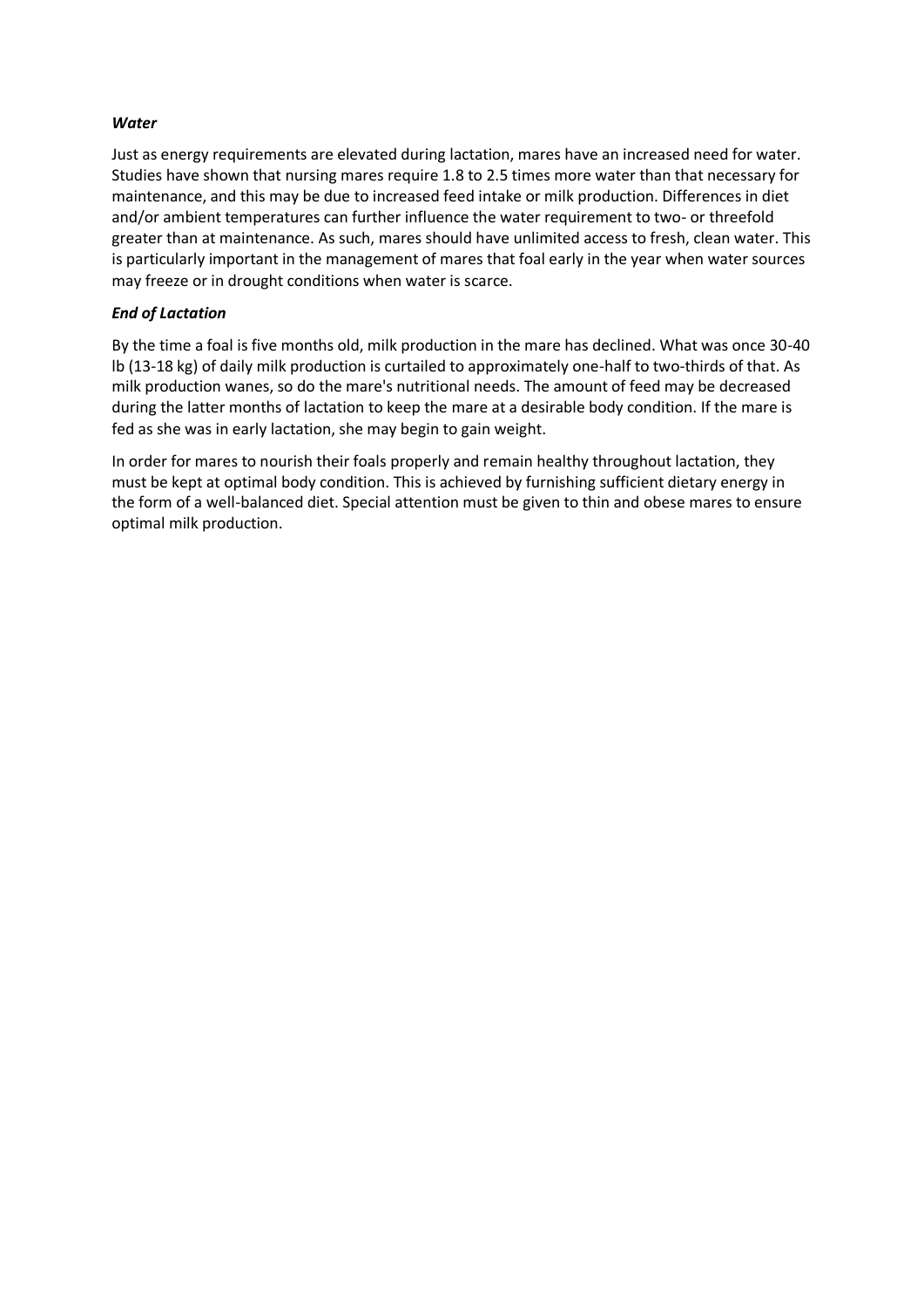### *Water*

Just as energy requirements are elevated during lactation, mares have an increased need for water. Studies have shown that nursing mares require 1.8 to 2.5 times more water than that necessary for maintenance, and this may be due to increased feed intake or milk production. Differences in diet and/or ambient temperatures can further influence the water requirement to two- or threefold greater than at maintenance. As such, mares should have unlimited access to fresh, clean water. This is particularly important in the management of mares that foal early in the year when water sources may freeze or in drought conditions when water is scarce.

### *End of Lactation*

By the time a foal is five months old, milk production in the mare has declined. What was once 30-40 lb (13-18 kg) of daily milk production is curtailed to approximately one-half to two-thirds of that. As milk production wanes, so do the mare's nutritional needs. The amount of feed may be decreased during the latter months of lactation to keep the mare at a desirable body condition. If the mare is fed as she was in early lactation, she may begin to gain weight.

In order for mares to nourish their foals properly and remain healthy throughout lactation, they must be kept at optimal body condition. This is achieved by furnishing sufficient dietary energy in the form of a well-balanced diet. Special attention must be given to thin and obese mares to ensure optimal milk production.